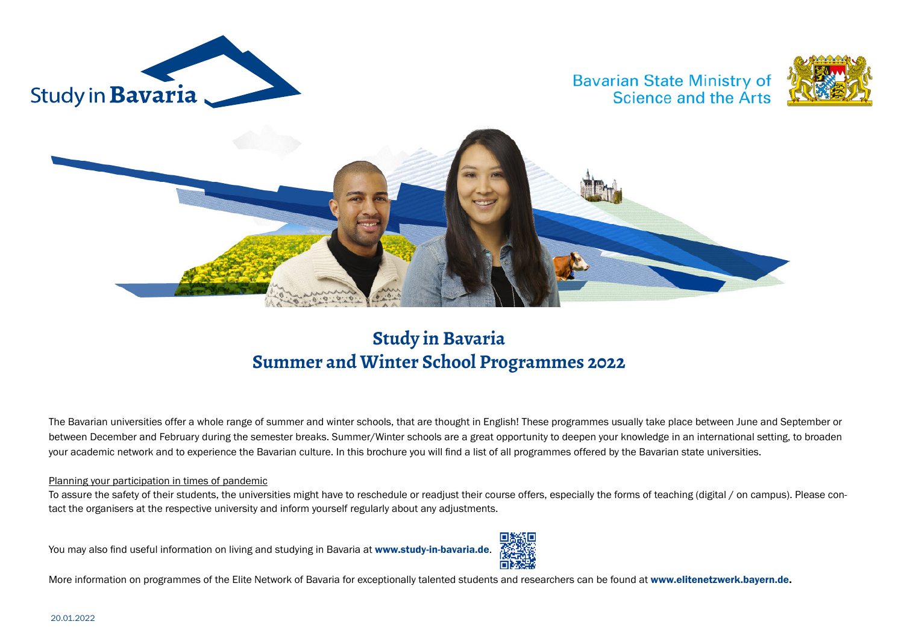Study in Bavaria

Bavarian State Ministry of Science and the Arts

# Study in Bavaria
# Summer and Winter School Programmes 2022

The Bavarian universities offer a whole range of summer and winter schools, that are thought in English! These programmes usually take place between June and September or between December and February during the semester breaks. Summer/Winter schools are a great opportunity to deepen your knowledge in an international setting, to broaden your academic network and to experience the Bavarian culture. In this brochure you will find a list of all programmes offered by the Bavarian state universities.

Planning your participation in times of pandemic

To assure the safety of their students, the universities might have to reschedule or readjust their course offers, especially the forms of teaching (digital / on campus). Please contact the organisers at the respective university and inform yourself regularly about any adjustments.

You may also find useful information on living and studying in Bavaria at **www.study-in-bavaria.de**.

More information on programmes of the Elite Network of Bavaria for exceptionally talented students and researchers can be found at **www.elitenetzwerk.bayern.de.**

20.01.2022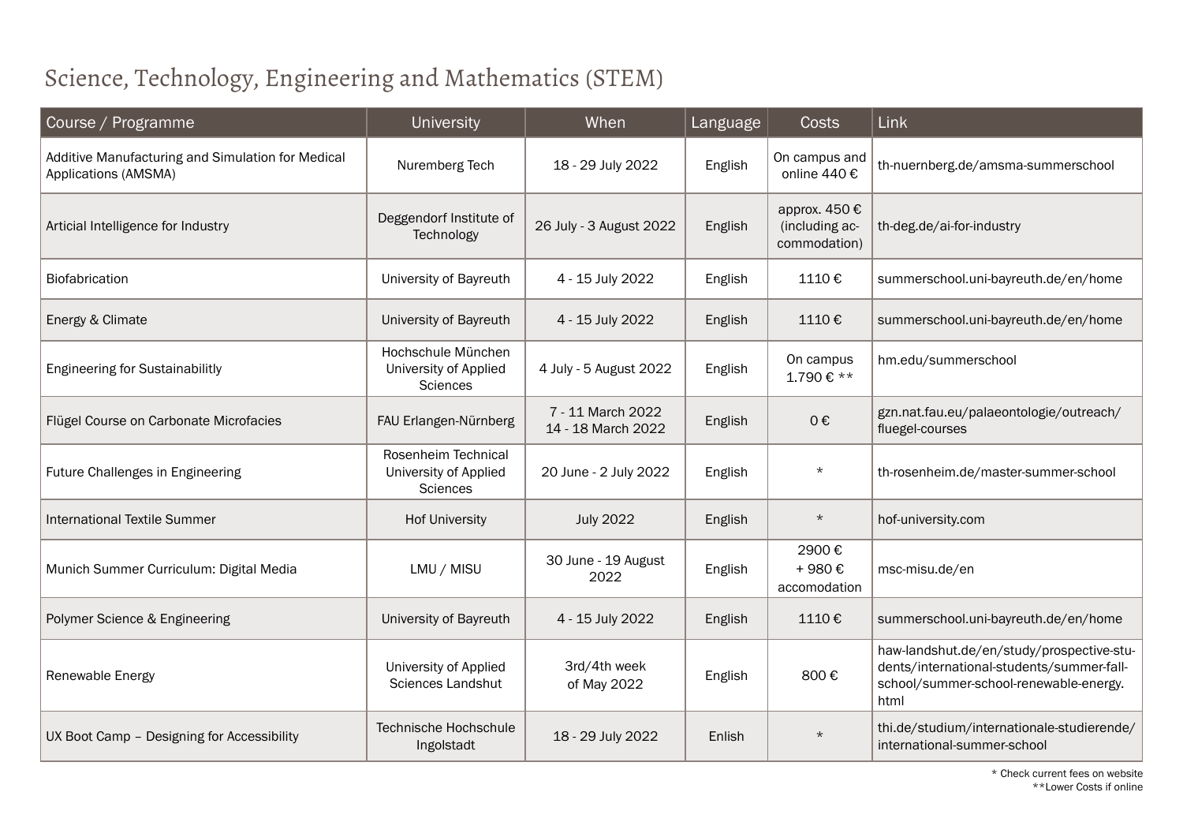# Science, Technology, Engineering and Mathematics (STEM)

| Course / Programme | University | When | Language | Costs | Link |
|---|---|---|---|---|---|
| Additive Manufacturing and Simulation for Medical Applications (AMSMA) | Nuremberg Tech | 18 - 29 July 2022 | English | On campus and online 440 € | th-nuernberg.de/amsma-summerschool |
| Articial Intelligence for Industry | Deggendorf Institute of Technology | 26 July - 3 August 2022 | English | approx. 450 € (including ac-commodation) | th-deg.de/ai-for-industry |
| Biofabrication | University of Bayreuth | 4 - 15 July 2022 | English | 1110 € | summerschool.uni-bayreuth.de/en/home |
| Energy & Climate | University of Bayreuth | 4 - 15 July 2022 | English | 1110 € | summerschool.uni-bayreuth.de/en/home |
| Engineering for Sustainabilitly | Hochschule München University of Applied Sciences | 4 July - 5 August 2022 | English | On campus 1.790 € ** | hm.edu/summerschool |
| Flügel Course on Carbonate Microfacies | FAU Erlangen-Nürnberg | 7 - 11 March 2022<br>14 - 18 March 2022 | English | 0 € | gzn.nat.fau.eu/palaeontologie/outreach/fluegel-courses |
| Future Challenges in Engineering | Rosenheim Technical University of Applied Sciences | 20 June - 2 July 2022 | English | * | th-rosenheim.de/master-summer-school |
| International Textile Summer | Hof University | July 2022 | English | * | hof-university.com |
| Munich Summer Curriculum: Digital Media | LMU / MISU | 30 June - 19 August 2022 | English | 2900 € + 980 € accomodation | msc-misu.de/en |
| Polymer Science & Engineering | University of Bayreuth | 4 - 15 July 2022 | English | 1110 € | summerschool.uni-bayreuth.de/en/home |
| Renewable Energy | University of Applied Sciences Landshut | 3rd/4th week of May 2022 | English | 800 € | haw-landshut.de/en/study/prospective-students/international-students/summer-fall-school/summer-school-renewable-energy.html |
| UX Boot Camp – Designing for Accessibility | Technische Hochschule Ingolstadt | 18 - 29 July 2022 | Enlish | * | thi.de/studium/internationale-studierende/international-summer-school |

* Check current fees on website
**Lower Costs if online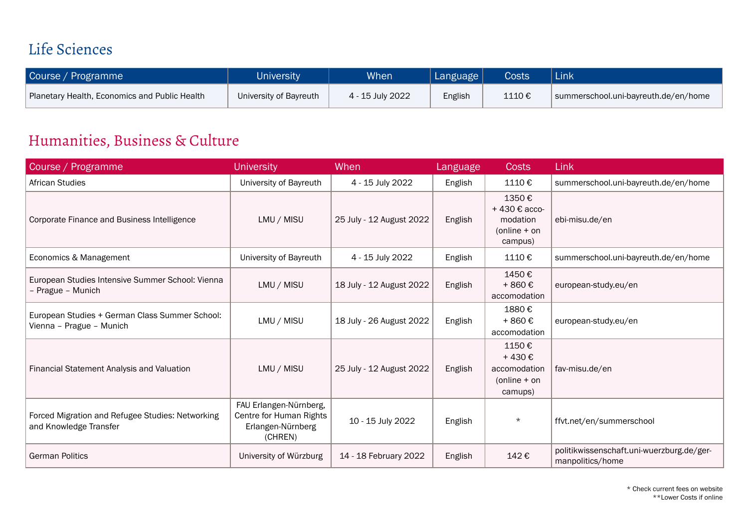## Life Sciences

| Course / Programme | University | When | Language | Costs | Link |
|---|---|---|---|---|---|
| Planetary Health, Economics and Public Health | University of Bayreuth | 4 - 15 July 2022 | English | 1110 € | summerschool.uni-bayreuth.de/en/home |

## Humanities, Business & Culture

| Course / Programme | University | When | Language | Costs | Link |
|---|---|---|---|---|---|
| African Studies | University of Bayreuth | 4 - 15 July 2022 | English | 1110 € | summerschool.uni-bayreuth.de/en/home |
| Corporate Finance and Business Intelligence | LMU / MISU | 25 July - 12 August 2022 | English | 1350 € + 430 € accomodation (online + on campus) | ebi-misu.de/en |
| Economics & Management | University of Bayreuth | 4 - 15 July 2022 | English | 1110 € | summerschool.uni-bayreuth.de/en/home |
| European Studies Intensive Summer School: Vienna – Prague – Munich | LMU / MISU | 18 July - 12 August 2022 | English | 1450 € + 860 € accomodation | european-study.eu/en |
| European Studies + German Class Summer School: Vienna – Prague – Munich | LMU / MISU | 18 July - 26 August 2022 | English | 1880 € + 860 € accomodation | european-study.eu/en |
| Financial Statement Analysis and Valuation | LMU / MISU | 25 July - 12 August 2022 | English | 1150 € + 430 € accomodation (online + on camups) | fav-misu.de/en |
| Forced Migration and Refugee Studies: Networking and Knowledge Transfer | FAU Erlangen-Nürnberg, Centre for Human Rights Erlangen-Nürnberg (CHREN) | 10 - 15 July 2022 | English | * | ffvt.net/en/summerschool |
| German Politics | University of Würzburg | 14 - 18 February 2022 | English | 142 € | politikwissenschaft.uni-wuerzburg.de/germanpolitics/home |

\* Check current fees on website
\*\*Lower Costs if online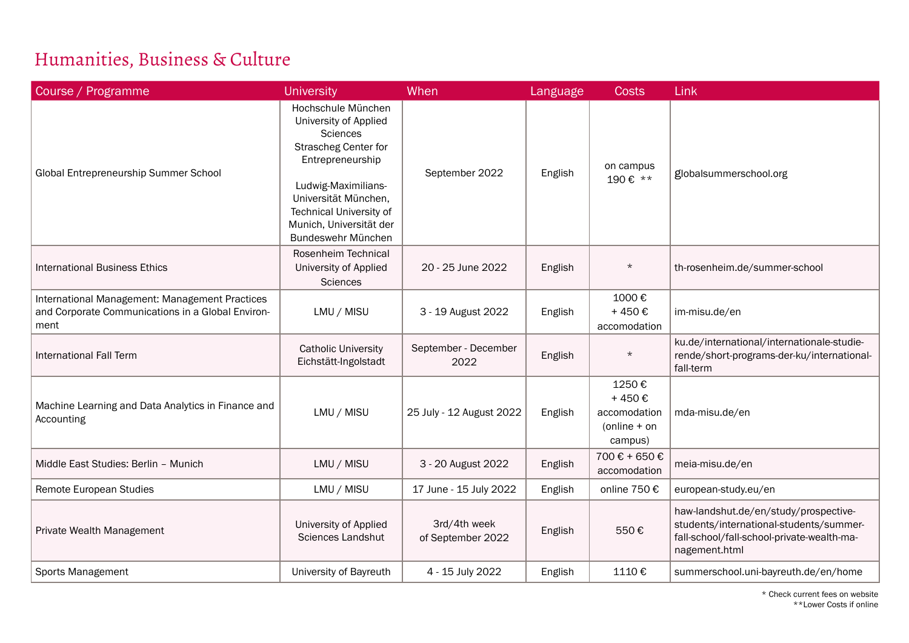# Humanities, Business & Culture

| Course / Programme | University | When | Language | Costs | Link |
|---|---|---|---|---|---|
| Global Entrepreneurship Summer School | Hochschule München University of Applied Sciences Strascheg Center for Entrepreneurship<br><br>Ludwig-Maximilians-Universität München, Technical University of Munich, Universität der Bundeswehr München | September 2022 | English | on campus 190 € ** | globalsummerschool.org |
| International Business Ethics | Rosenheim Technical University of Applied Sciences | 20 - 25 June 2022 | English | * | th-rosenheim.de/summer-school |
| International Management: Management Practices and Corporate Communications in a Global Environment | LMU / MISU | 3 - 19 August 2022 | English | 1000 € + 450 € accomodation | im-misu.de/en |
| International Fall Term | Catholic University Eichstätt-Ingolstadt | September - December 2022 | English | * | ku.de/international/internationale-studierende/short-programs-der-ku/international-fall-term |
| Machine Learning and Data Analytics in Finance and Accounting | LMU / MISU | 25 July - 12 August 2022 | English | 1250 € + 450 € accomodation (online + on campus) | mda-misu.de/en |
| Middle East Studies: Berlin – Munich | LMU / MISU | 3 - 20 August 2022 | English | 700 € + 650 € accomodation | meia-misu.de/en |
| Remote European Studies | LMU / MISU | 17 June - 15 July 2022 | English | online 750 € | european-study.eu/en |
| Private Wealth Management | University of Applied Sciences Landshut | 3rd/4th week of September 2022 | English | 550 € | haw-landshut.de/en/study/prospective-students/international-students/summer-fall-school/fall-school-private-wealth-management.html |
| Sports Management | University of Bayreuth | 4 - 15 July 2022 | English | 1110 € | summerschool.uni-bayreuth.de/en/home |

* Check current fees on website
**Lower Costs if online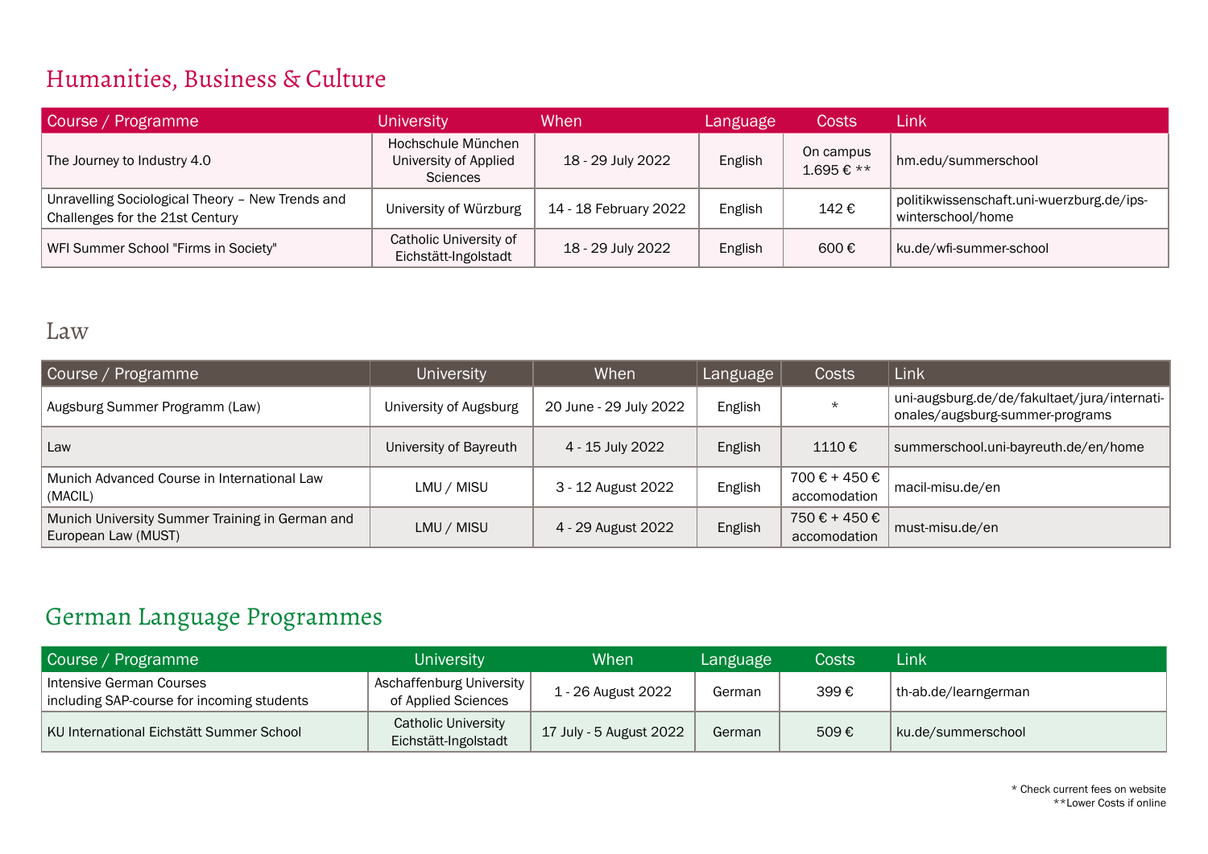## Humanities, Business & Culture

| Course / Programme | University | When | Language | Costs | Link |
|---|---|---|---|---|---|
| The Journey to Industry 4.0 | Hochschule München University of Applied Sciences | 18 - 29 July 2022 | English | On campus 1.695 € ** | hm.edu/summerschool |
| Unravelling Sociological Theory – New Trends and Challenges for the 21st Century | University of Würzburg | 14 - 18 February 2022 | English | 142 € | politikwissenschaft.uni-wuerzburg.de/ips-winterschool/home |
| WFI Summer School "Firms in Society" | Catholic University of Eichstätt-Ingolstadt | 18 - 29 July 2022 | English | 600 € | ku.de/wfi-summer-school |

## Law

| Course / Programme | University | When | Language | Costs | Link |
|---|---|---|---|---|---|
| Augsburg Summer Programm (Law) | University of Augsburg | 20 June - 29 July 2022 | English | * | uni-augsburg.de/de/fakultaet/jura/internationales/augsburg-summer-programs |
| Law | University of Bayreuth | 4 - 15 July 2022 | English | 1110 € | summerschool.uni-bayreuth.de/en/home |
| Munich Advanced Course in International Law (MACIL) | LMU / MISU | 3 - 12 August 2022 | English | 700 € + 450 € accomodation | macil-misu.de/en |
| Munich University Summer Training in German and European Law (MUST) | LMU / MISU | 4 - 29 August 2022 | English | 750 € + 450 € accomodation | must-misu.de/en |

## German Language Programmes

| Course / Programme | University | When | Language | Costs | Link |
|---|---|---|---|---|---|
| Intensive German Courses including SAP-course for incoming students | Aschaffenburg University of Applied Sciences | 1 - 26 August 2022 | German | 399 € | th-ab.de/learngerman |
| KU International Eichstätt Summer School | Catholic University Eichstätt-Ingolstadt | 17 July - 5 August 2022 | German | 509 € | ku.de/summerschool |

* Check current fees on website
**Lower Costs if online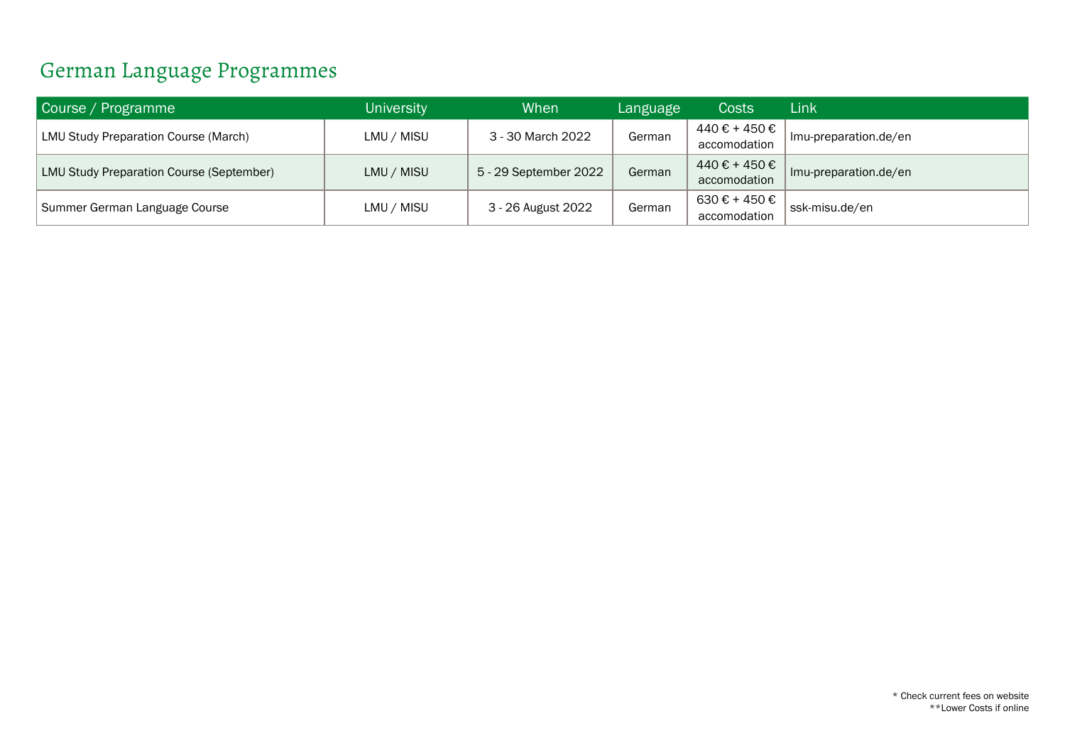# German Language Programmes

| Course / Programme | University | When | Language | Costs | Link |
| --- | --- | --- | --- | --- | --- |
| LMU Study Preparation Course (March) | LMU / MISU | 3 - 30 March 2022 | German | 440 € + 450 € accomodation | lmu-preparation.de/en |
| LMU Study Preparation Course (September) | LMU / MISU | 5 - 29 September 2022 | German | 440 € + 450 € accomodation | lmu-preparation.de/en |
| Summer German Language Course | LMU / MISU | 3 - 26 August 2022 | German | 630 € + 450 € accomodation | ssk-misu.de/en |

* Check current fees on website
**Lower Costs if online